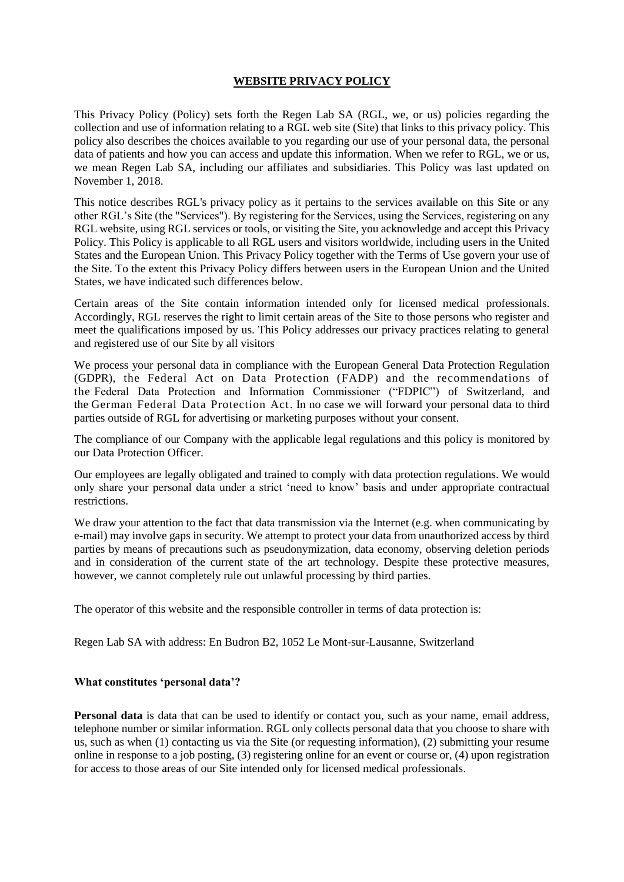# WEBSITE PRIVACY POLICY

This Privacy Policy (Policy) sets forth the Regen Lab SA (RGL, we, or us) policies regarding the collection and use of information relating to a RGL web site (Site) that links to this privacy policy. This policy also describes the choices available to you regarding our use of your personal data, the personal data of patients and how you can access and update this information. When we refer to RGL, we or us, we mean Regen Lab SA, including our affiliates and subsidiaries. This Policy was last updated on November 1, 2018.

This notice describes RGL's privacy policy as it pertains to the services available on this Site or any other RGL's Site (the "Services"). By registering for the Services, using the Services, registering on any RGL website, using RGL services or tools, or visiting the Site, you acknowledge and accept this Privacy Policy. This Policy is applicable to all RGL users and visitors worldwide, including users in the United States and the European Union. This Privacy Policy together with the Terms of Use govern your use of the Site. To the extent this Privacy Policy differs between users in the European Union and the United States, we have indicated such differences below.

Certain areas of the Site contain information intended only for licensed medical professionals. Accordingly, RGL reserves the right to limit certain areas of the Site to those persons who register and meet the qualifications imposed by us. This Policy addresses our privacy practices relating to general and registered use of our Site by all visitors

We process your personal data in compliance with the European General Data Protection Regulation (GDPR), the Federal Act on Data Protection (FADP) and the recommendations of the Federal Data Protection and Information Commissioner ("FDPIC") of Switzerland, and the German Federal Data Protection Act. In no case we will forward your personal data to third parties outside of RGL for advertising or marketing purposes without your consent.

The compliance of our Company with the applicable legal regulations and this policy is monitored by our Data Protection Officer.

Our employees are legally obligated and trained to comply with data protection regulations. We would only share your personal data under a strict 'need to know' basis and under appropriate contractual restrictions.

We draw your attention to the fact that data transmission via the Internet (e.g. when communicating by e-mail) may involve gaps in security. We attempt to protect your data from unauthorized access by third parties by means of precautions such as pseudonymization, data economy, observing deletion periods and in consideration of the current state of the art technology. Despite these protective measures, however, we cannot completely rule out unlawful processing by third parties.

The operator of this website and the responsible controller in terms of data protection is:

Regen Lab SA with address: En Budron B2, 1052 Le Mont-sur-Lausanne, Switzerland

### What constitutes 'personal data'?

**Personal data** is data that can be used to identify or contact you, such as your name, email address, telephone number or similar information. RGL only collects personal data that you choose to share with us, such as when (1) contacting us via the Site (or requesting information), (2) submitting your resume online in response to a job posting, (3) registering online for an event or course or, (4) upon registration for access to those areas of our Site intended only for licensed medical professionals.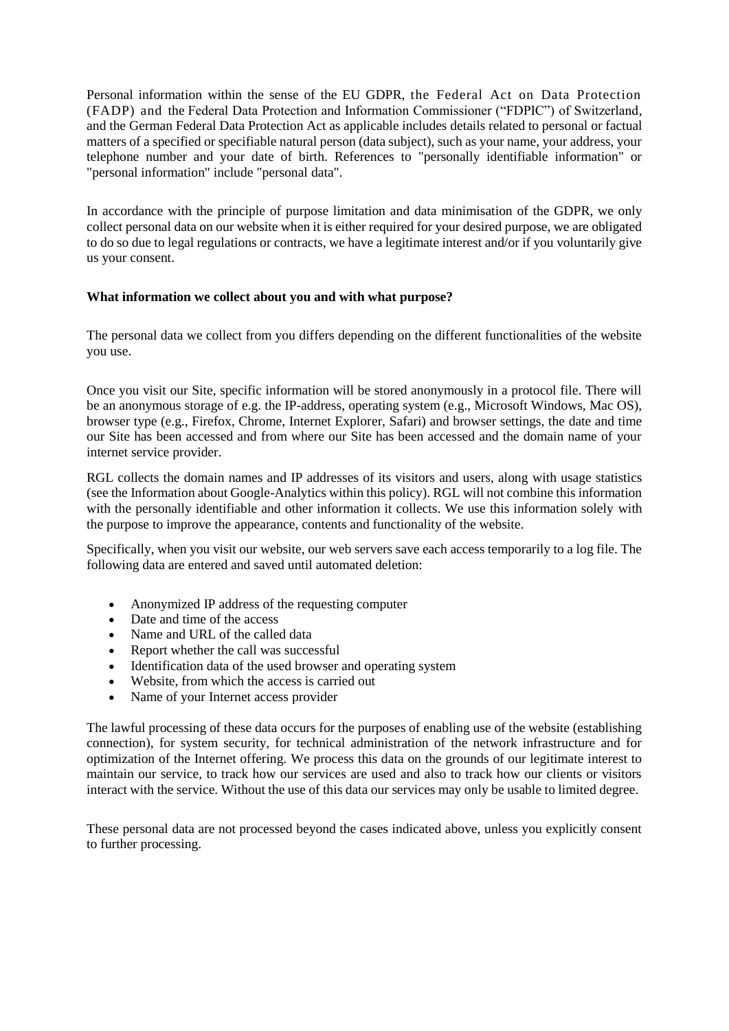Personal information within the sense of the EU GDPR, the Federal Act on Data Protection (FADP) and the Federal Data Protection and Information Commissioner ("FDPIC") of Switzerland, and the German Federal Data Protection Act as applicable includes details related to personal or factual matters of a specified or specifiable natural person (data subject), such as your name, your address, your telephone number and your date of birth. References to "personally identifiable information" or "personal information" include "personal data".

In accordance with the principle of purpose limitation and data minimisation of the GDPR, we only collect personal data on our website when it is either required for your desired purpose, we are obligated to do so due to legal regulations or contracts, we have a legitimate interest and/or if you voluntarily give us your consent.

**What information we collect about you and with what purpose?**

The personal data we collect from you differs depending on the different functionalities of the website you use.

Once you visit our Site, specific information will be stored anonymously in a protocol file. There will be an anonymous storage of e.g. the IP-address, operating system (e.g., Microsoft Windows, Mac OS), browser type (e.g., Firefox, Chrome, Internet Explorer, Safari) and browser settings, the date and time our Site has been accessed and from where our Site has been accessed and the domain name of your internet service provider.

RGL collects the domain names and IP addresses of its visitors and users, along with usage statistics (see the Information about Google-Analytics within this policy). RGL will not combine this information with the personally identifiable and other information it collects. We use this information solely with the purpose to improve the appearance, contents and functionality of the website.

Specifically, when you visit our website, our web servers save each access temporarily to a log file. The following data are entered and saved until automated deletion:

- Anonymized IP address of the requesting computer
- Date and time of the access
- Name and URL of the called data
- Report whether the call was successful
- Identification data of the used browser and operating system
- Website, from which the access is carried out
- Name of your Internet access provider

The lawful processing of these data occurs for the purposes of enabling use of the website (establishing connection), for system security, for technical administration of the network infrastructure and for optimization of the Internet offering. We process this data on the grounds of our legitimate interest to maintain our service, to track how our services are used and also to track how our clients or visitors interact with the service. Without the use of this data our services may only be usable to limited degree.

These personal data are not processed beyond the cases indicated above, unless you explicitly consent to further processing.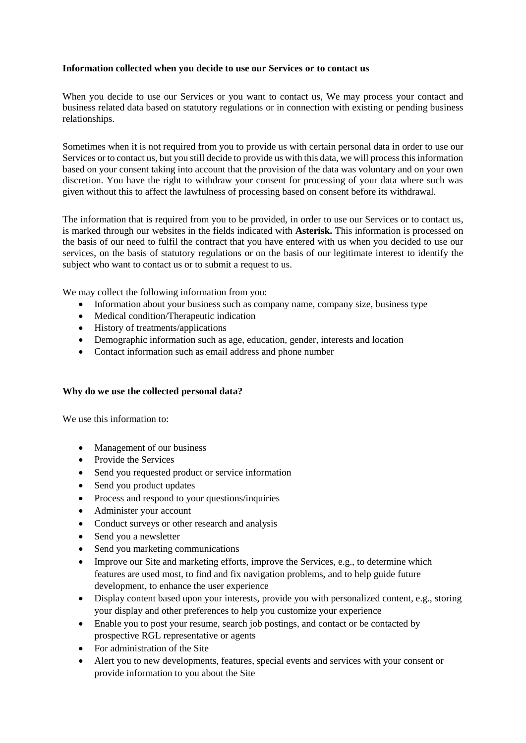**Information collected when you decide to use our Services or to contact us**

When you decide to use our Services or you want to contact us, We may process your contact and business related data based on statutory regulations or in connection with existing or pending business relationships.

Sometimes when it is not required from you to provide us with certain personal data in order to use our Services or to contact us, but you still decide to provide us with this data, we will process this information based on your consent taking into account that the provision of the data was voluntary and on your own discretion. You have the right to withdraw your consent for processing of your data where such was given without this to affect the lawfulness of processing based on consent before its withdrawal.

The information that is required from you to be provided, in order to use our Services or to contact us, is marked through our websites in the fields indicated with **Asterisk.** This information is processed on the basis of our need to fulfil the contract that you have entered with us when you decided to use our services, on the basis of statutory regulations or on the basis of our legitimate interest to identify the subject who want to contact us or to submit a request to us.

We may collect the following information from you:

- Information about your business such as company name, company size, business type
- Medical condition/Therapeutic indication
- History of treatments/applications
- Demographic information such as age, education, gender, interests and location
- Contact information such as email address and phone number

**Why do we use the collected personal data?**

We use this information to:

- Management of our business
- Provide the Services
- Send you requested product or service information
- Send you product updates
- Process and respond to your questions/inquiries
- Administer your account
- Conduct surveys or other research and analysis
- Send you a newsletter
- Send you marketing communications
- Improve our Site and marketing efforts, improve the Services, e.g., to determine which features are used most, to find and fix navigation problems, and to help guide future development, to enhance the user experience
- Display content based upon your interests, provide you with personalized content, e.g., storing your display and other preferences to help you customize your experience
- Enable you to post your resume, search job postings, and contact or be contacted by prospective RGL representative or agents
- For administration of the Site
- Alert you to new developments, features, special events and services with your consent or provide information to you about the Site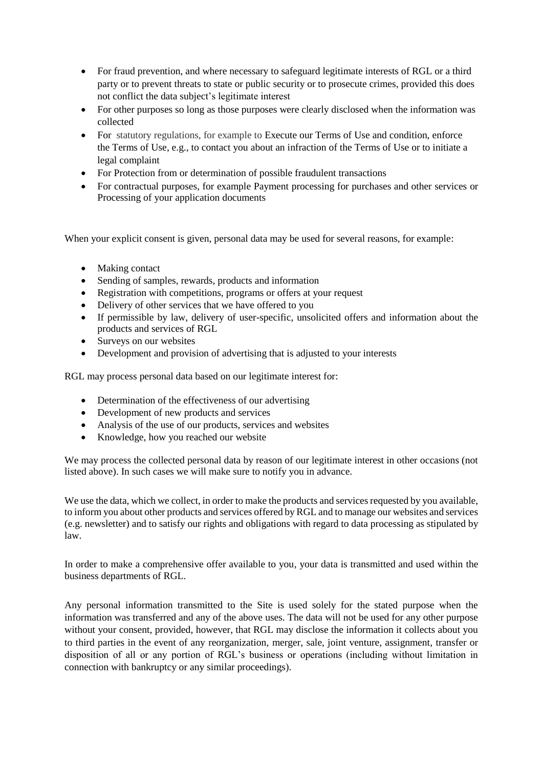- For fraud prevention, and where necessary to safeguard legitimate interests of RGL or a third party or to prevent threats to state or public security or to prosecute crimes, provided this does not conflict the data subject's legitimate interest
- For other purposes so long as those purposes were clearly disclosed when the information was collected
- For statutory regulations, for example to Execute our Terms of Use and condition, enforce the Terms of Use, e.g., to contact you about an infraction of the Terms of Use or to initiate a legal complaint
- For Protection from or determination of possible fraudulent transactions
- For contractual purposes, for example Payment processing for purchases and other services or Processing of your application documents

When your explicit consent is given, personal data may be used for several reasons, for example:

- Making contact
- Sending of samples, rewards, products and information
- Registration with competitions, programs or offers at your request
- Delivery of other services that we have offered to you
- If permissible by law, delivery of user-specific, unsolicited offers and information about the products and services of RGL
- Surveys on our websites
- Development and provision of advertising that is adjusted to your interests

RGL may process personal data based on our legitimate interest for:

- Determination of the effectiveness of our advertising
- Development of new products and services
- Analysis of the use of our products, services and websites
- Knowledge, how you reached our website

We may process the collected personal data by reason of our legitimate interest in other occasions (not listed above). In such cases we will make sure to notify you in advance.

We use the data, which we collect, in order to make the products and services requested by you available, to inform you about other products and services offered by RGL and to manage our websites and services (e.g. newsletter) and to satisfy our rights and obligations with regard to data processing as stipulated by law.

In order to make a comprehensive offer available to you, your data is transmitted and used within the business departments of RGL.

Any personal information transmitted to the Site is used solely for the stated purpose when the information was transferred and any of the above uses. The data will not be used for any other purpose without your consent, provided, however, that RGL may disclose the information it collects about you to third parties in the event of any reorganization, merger, sale, joint venture, assignment, transfer or disposition of all or any portion of RGL's business or operations (including without limitation in connection with bankruptcy or any similar proceedings).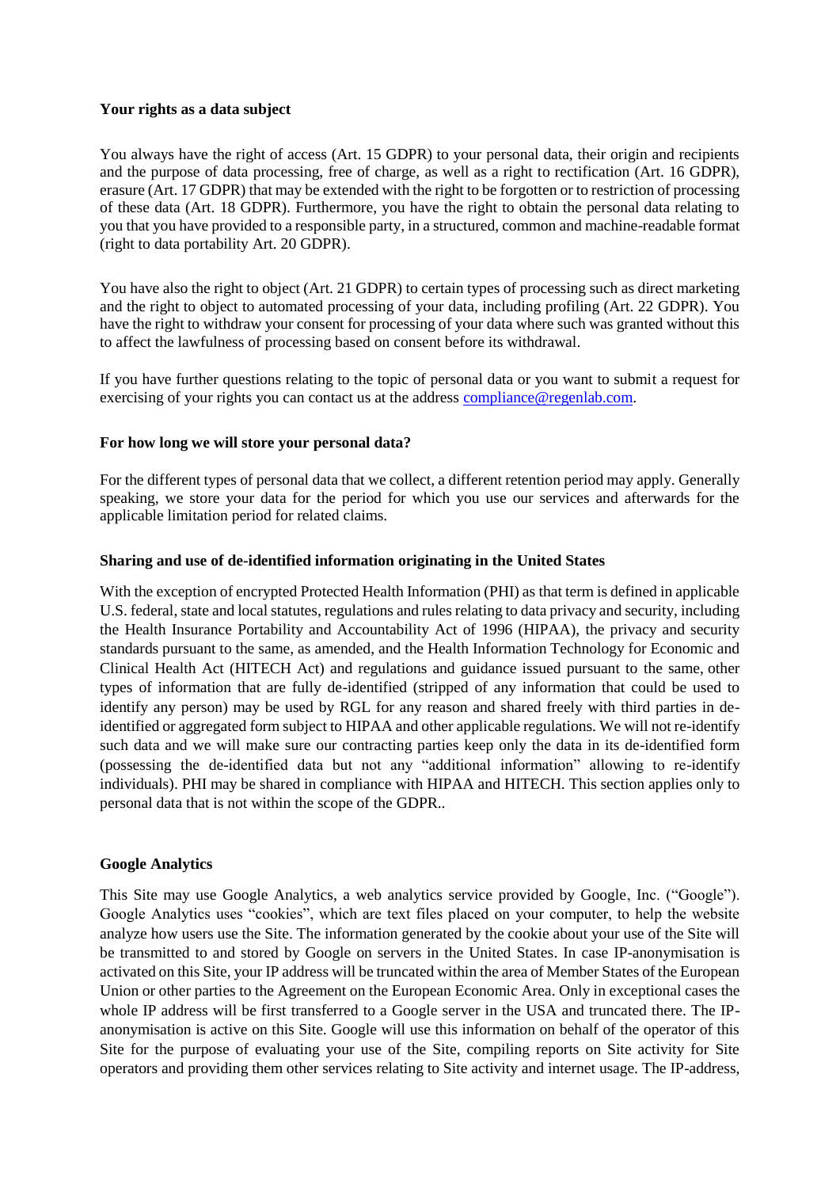**Your rights as a data subject**

You always have the right of access (Art. 15 GDPR) to your personal data, their origin and recipients and the purpose of data processing, free of charge, as well as a right to rectification (Art. 16 GDPR), erasure (Art. 17 GDPR) that may be extended with the right to be forgotten or to restriction of processing of these data (Art. 18 GDPR). Furthermore, you have the right to obtain the personal data relating to you that you have provided to a responsible party, in a structured, common and machine-readable format (right to data portability Art. 20 GDPR).

You have also the right to object (Art. 21 GDPR) to certain types of processing such as direct marketing and the right to object to automated processing of your data, including profiling (Art. 22 GDPR). You have the right to withdraw your consent for processing of your data where such was granted without this to affect the lawfulness of processing based on consent before its withdrawal.

If you have further questions relating to the topic of personal data or you want to submit a request for exercising of your rights you can contact us at the address compliance@regenlab.com.

**For how long we will store your personal data?**

For the different types of personal data that we collect, a different retention period may apply. Generally speaking, we store your data for the period for which you use our services and afterwards for the applicable limitation period for related claims.

**Sharing and use of de-identified information originating in the United States**

With the exception of encrypted Protected Health Information (PHI) as that term is defined in applicable U.S. federal, state and local statutes, regulations and rules relating to data privacy and security, including the Health Insurance Portability and Accountability Act of 1996 (HIPAA), the privacy and security standards pursuant to the same, as amended, and the Health Information Technology for Economic and Clinical Health Act (HITECH Act) and regulations and guidance issued pursuant to the same, other types of information that are fully de-identified (stripped of any information that could be used to identify any person) may be used by RGL for any reason and shared freely with third parties in de-identified or aggregated form subject to HIPAA and other applicable regulations. We will not re-identify such data and we will make sure our contracting parties keep only the data in its de-identified form (possessing the de-identified data but not any "additional information" allowing to re-identify individuals). PHI may be shared in compliance with HIPAA and HITECH. This section applies only to personal data that is not within the scope of the GDPR..

**Google Analytics**

This Site may use Google Analytics, a web analytics service provided by Google, Inc. ("Google"). Google Analytics uses "cookies", which are text files placed on your computer, to help the website analyze how users use the Site. The information generated by the cookie about your use of the Site will be transmitted to and stored by Google on servers in the United States. In case IP-anonymisation is activated on this Site, your IP address will be truncated within the area of Member States of the European Union or other parties to the Agreement on the European Economic Area. Only in exceptional cases the whole IP address will be first transferred to a Google server in the USA and truncated there. The IP-anonymisation is active on this Site. Google will use this information on behalf of the operator of this Site for the purpose of evaluating your use of the Site, compiling reports on Site activity for Site operators and providing them other services relating to Site activity and internet usage. The IP-address,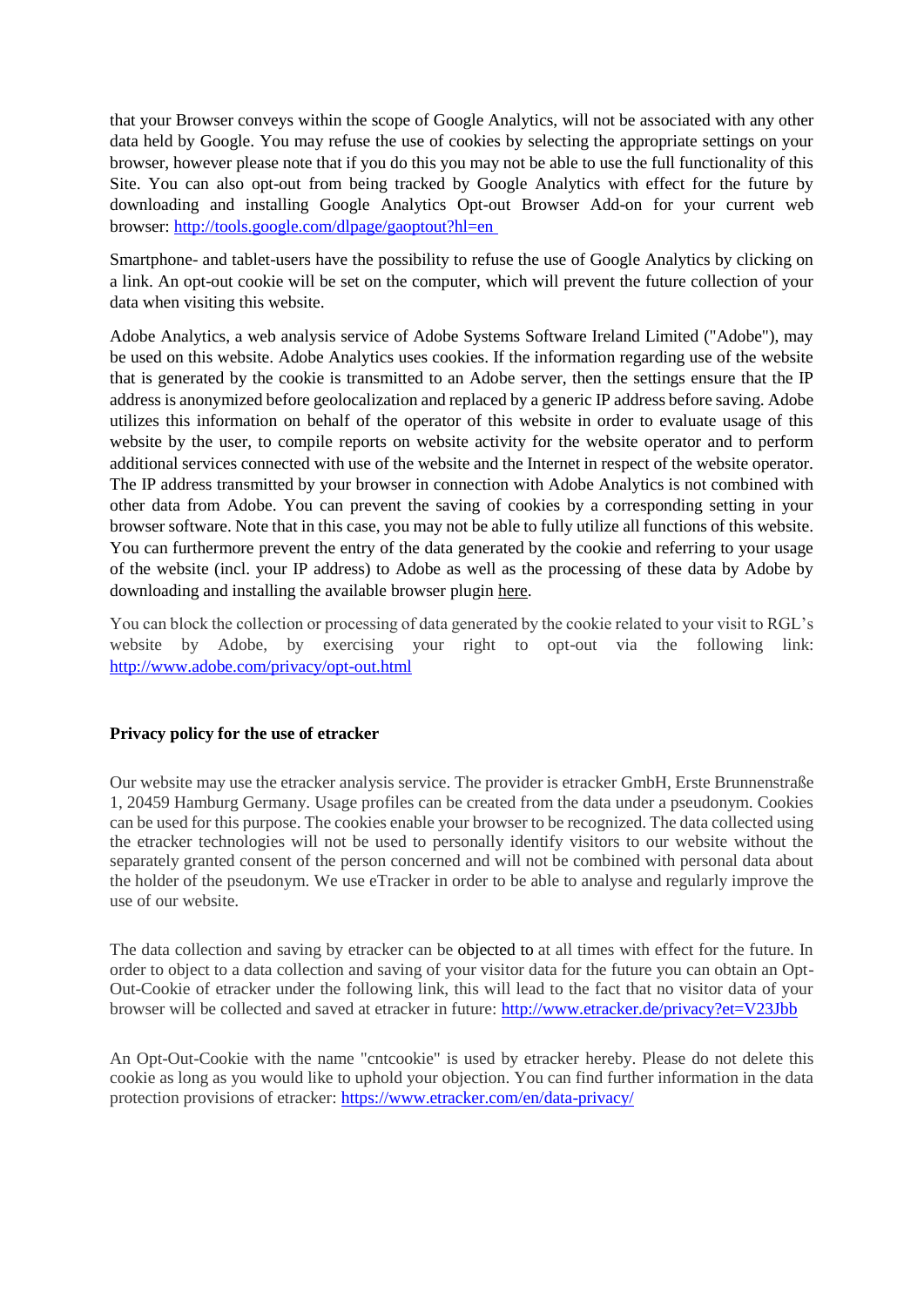that your Browser conveys within the scope of Google Analytics, will not be associated with any other data held by Google. You may refuse the use of cookies by selecting the appropriate settings on your browser, however please note that if you do this you may not be able to use the full functionality of this Site. You can also opt-out from being tracked by Google Analytics with effect for the future by downloading and installing Google Analytics Opt-out Browser Add-on for your current web browser: http://tools.google.com/dlpage/gaoptout?hl=en

Smartphone- and tablet-users have the possibility to refuse the use of Google Analytics by clicking on a link. An opt-out cookie will be set on the computer, which will prevent the future collection of your data when visiting this website.

Adobe Analytics, a web analysis service of Adobe Systems Software Ireland Limited ("Adobe"), may be used on this website. Adobe Analytics uses cookies. If the information regarding use of the website that is generated by the cookie is transmitted to an Adobe server, then the settings ensure that the IP address is anonymized before geolocalization and replaced by a generic IP address before saving. Adobe utilizes this information on behalf of the operator of this website in order to evaluate usage of this website by the user, to compile reports on website activity for the website operator and to perform additional services connected with use of the website and the Internet in respect of the website operator. The IP address transmitted by your browser in connection with Adobe Analytics is not combined with other data from Adobe. You can prevent the saving of cookies by a corresponding setting in your browser software. Note that in this case, you may not be able to fully utilize all functions of this website. You can furthermore prevent the entry of the data generated by the cookie and referring to your usage of the website (incl. your IP address) to Adobe as well as the processing of these data by Adobe by downloading and installing the available browser plugin here.

You can block the collection or processing of data generated by the cookie related to your visit to RGL's website by Adobe, by exercising your right to opt-out via the following link: http://www.adobe.com/privacy/opt-out.html

**Privacy policy for the use of etracker**

Our website may use the etracker analysis service. The provider is etracker GmbH, Erste Brunnenstraße 1, 20459 Hamburg Germany. Usage profiles can be created from the data under a pseudonym. Cookies can be used for this purpose. The cookies enable your browser to be recognized. The data collected using the etracker technologies will not be used to personally identify visitors to our website without the separately granted consent of the person concerned and will not be combined with personal data about the holder of the pseudonym. We use eTracker in order to be able to analyse and regularly improve the use of our website.

The data collection and saving by etracker can be objected to at all times with effect for the future. In order to object to a data collection and saving of your visitor data for the future you can obtain an Opt-Out-Cookie of etracker under the following link, this will lead to the fact that no visitor data of your browser will be collected and saved at etracker in future: http://www.etracker.de/privacy?et=V23Jbb

An Opt-Out-Cookie with the name "cntcookie" is used by etracker hereby. Please do not delete this cookie as long as you would like to uphold your objection. You can find further information in the data protection provisions of etracker: https://www.etracker.com/en/data-privacy/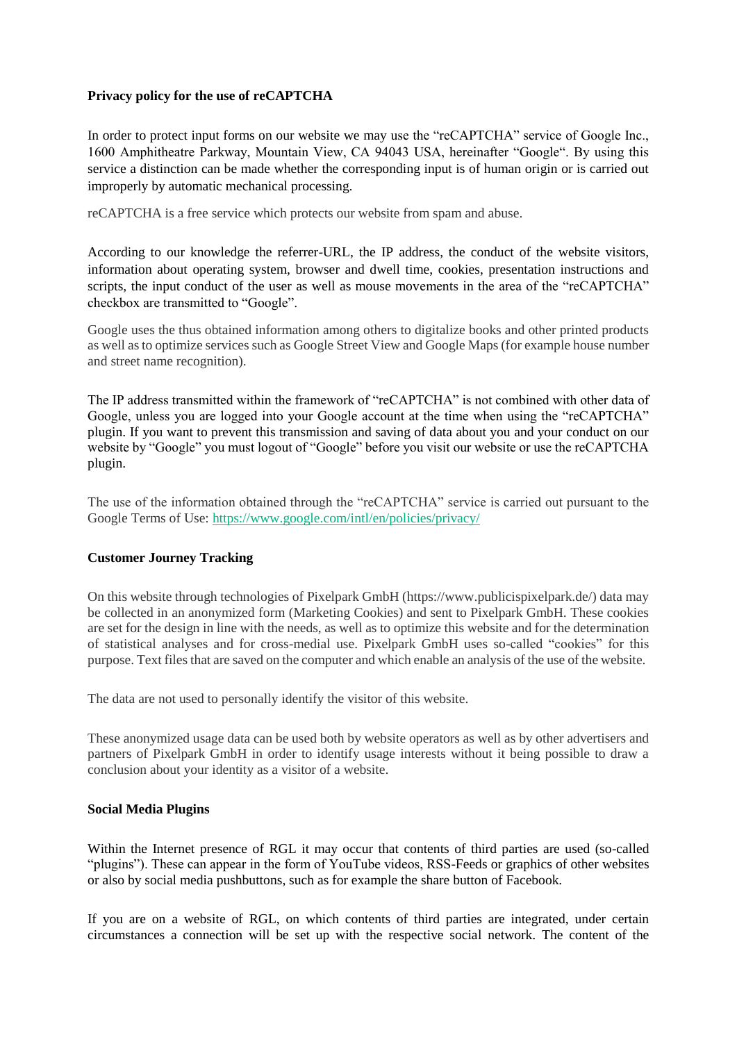**Privacy policy for the use of reCAPTCHA**

In order to protect input forms on our website we may use the "reCAPTCHA" service of Google Inc., 1600 Amphitheatre Parkway, Mountain View, CA 94043 USA, hereinafter "Google". By using this service a distinction can be made whether the corresponding input is of human origin or is carried out improperly by automatic mechanical processing.

reCAPTCHA is a free service which protects our website from spam and abuse.

According to our knowledge the referrer-URL, the IP address, the conduct of the website visitors, information about operating system, browser and dwell time, cookies, presentation instructions and scripts, the input conduct of the user as well as mouse movements in the area of the "reCAPTCHA" checkbox are transmitted to "Google".

Google uses the thus obtained information among others to digitalize books and other printed products as well as to optimize services such as Google Street View and Google Maps (for example house number and street name recognition).

The IP address transmitted within the framework of "reCAPTCHA" is not combined with other data of Google, unless you are logged into your Google account at the time when using the "reCAPTCHA" plugin. If you want to prevent this transmission and saving of data about you and your conduct on our website by "Google" you must logout of "Google" before you visit our website or use the reCAPTCHA plugin.

The use of the information obtained through the "reCAPTCHA" service is carried out pursuant to the Google Terms of Use: https://www.google.com/intl/en/policies/privacy/

**Customer Journey Tracking**

On this website through technologies of Pixelpark GmbH (https://www.publicispixelpark.de/) data may be collected in an anonymized form (Marketing Cookies) and sent to Pixelpark GmbH. These cookies are set for the design in line with the needs, as well as to optimize this website and for the determination of statistical analyses and for cross-medial use. Pixelpark GmbH uses so-called "cookies" for this purpose. Text files that are saved on the computer and which enable an analysis of the use of the website.

The data are not used to personally identify the visitor of this website.

These anonymized usage data can be used both by website operators as well as by other advertisers and partners of Pixelpark GmbH in order to identify usage interests without it being possible to draw a conclusion about your identity as a visitor of a website.

**Social Media Plugins**

Within the Internet presence of RGL it may occur that contents of third parties are used (so-called "plugins"). These can appear in the form of YouTube videos, RSS-Feeds or graphics of other websites or also by social media pushbuttons, such as for example the share button of Facebook.

If you are on a website of RGL, on which contents of third parties are integrated, under certain circumstances a connection will be set up with the respective social network. The content of the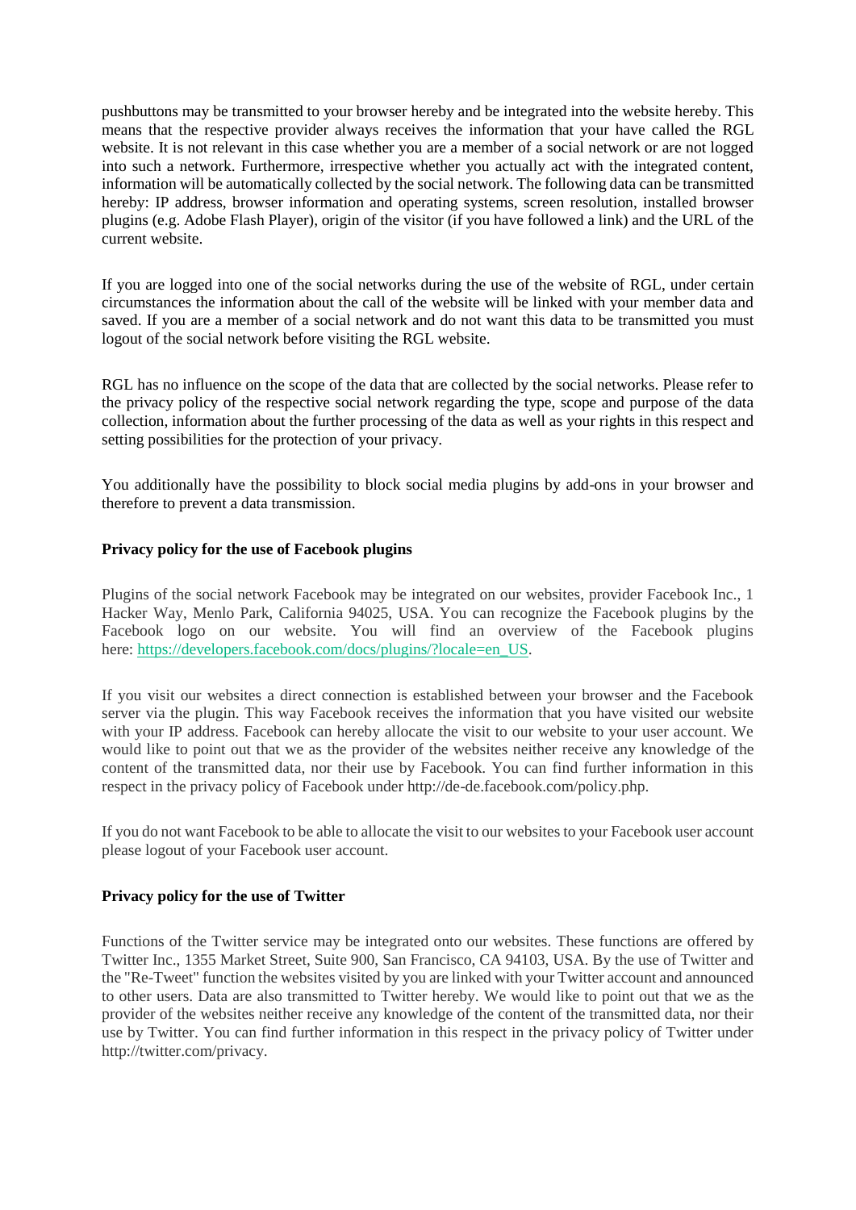pushbuttons may be transmitted to your browser hereby and be integrated into the website hereby. This means that the respective provider always receives the information that your have called the RGL website. It is not relevant in this case whether you are a member of a social network or are not logged into such a network. Furthermore, irrespective whether you actually act with the integrated content, information will be automatically collected by the social network. The following data can be transmitted hereby: IP address, browser information and operating systems, screen resolution, installed browser plugins (e.g. Adobe Flash Player), origin of the visitor (if you have followed a link) and the URL of the current website.

If you are logged into one of the social networks during the use of the website of RGL, under certain circumstances the information about the call of the website will be linked with your member data and saved. If you are a member of a social network and do not want this data to be transmitted you must logout of the social network before visiting the RGL website.

RGL has no influence on the scope of the data that are collected by the social networks. Please refer to the privacy policy of the respective social network regarding the type, scope and purpose of the data collection, information about the further processing of the data as well as your rights in this respect and setting possibilities for the protection of your privacy.

You additionally have the possibility to block social media plugins by add-ons in your browser and therefore to prevent a data transmission.

**Privacy policy for the use of Facebook plugins**

Plugins of the social network Facebook may be integrated on our websites, provider Facebook Inc., 1 Hacker Way, Menlo Park, California 94025, USA. You can recognize the Facebook plugins by the Facebook logo on our website. You will find an overview of the Facebook plugins here: [https://developers.facebook.com/docs/plugins/?locale=en_US](https://developers.facebook.com/docs/plugins/?locale=en_US).

If you visit our websites a direct connection is established between your browser and the Facebook server via the plugin. This way Facebook receives the information that you have visited our website with your IP address. Facebook can hereby allocate the visit to our website to your user account. We would like to point out that we as the provider of the websites neither receive any knowledge of the content of the transmitted data, nor their use by Facebook. You can find further information in this respect in the privacy policy of Facebook under http://de-de.facebook.com/policy.php.

If you do not want Facebook to be able to allocate the visit to our websites to your Facebook user account please logout of your Facebook user account.

**Privacy policy for the use of Twitter**

Functions of the Twitter service may be integrated onto our websites. These functions are offered by Twitter Inc., 1355 Market Street, Suite 900, San Francisco, CA 94103, USA. By the use of Twitter and the "Re-Tweet" function the websites visited by you are linked with your Twitter account and announced to other users. Data are also transmitted to Twitter hereby. We would like to point out that we as the provider of the websites neither receive any knowledge of the content of the transmitted data, nor their use by Twitter. You can find further information in this respect in the privacy policy of Twitter under http://twitter.com/privacy.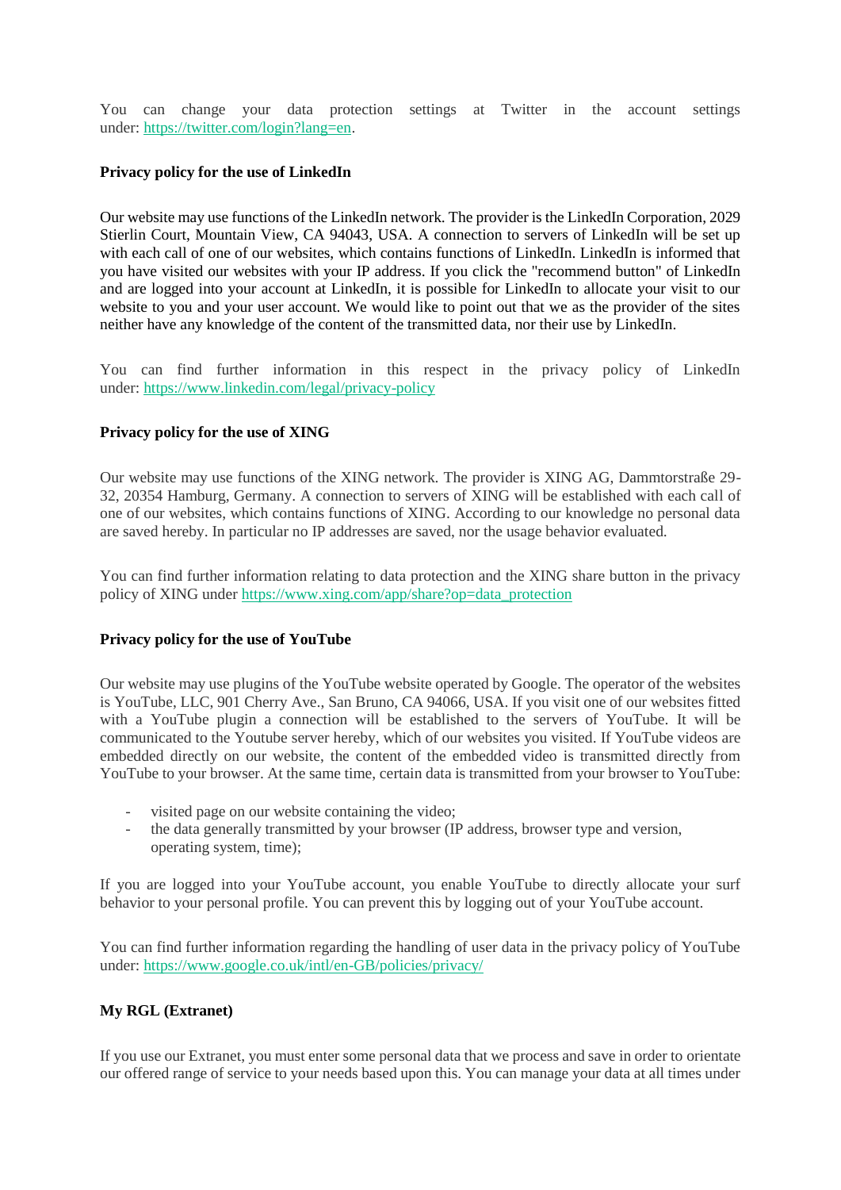You can change your data protection settings at Twitter in the account settings under: https://twitter.com/login?lang=en.

**Privacy policy for the use of LinkedIn**

Our website may use functions of the LinkedIn network. The provider is the LinkedIn Corporation, 2029 Stierlin Court, Mountain View, CA 94043, USA. A connection to servers of LinkedIn will be set up with each call of one of our websites, which contains functions of LinkedIn. LinkedIn is informed that you have visited our websites with your IP address. If you click the "recommend button" of LinkedIn and are logged into your account at LinkedIn, it is possible for LinkedIn to allocate your visit to our website to you and your user account. We would like to point out that we as the provider of the sites neither have any knowledge of the content of the transmitted data, nor their use by LinkedIn.

You can find further information in this respect in the privacy policy of LinkedIn under: https://www.linkedin.com/legal/privacy-policy

**Privacy policy for the use of XING**

Our website may use functions of the XING network. The provider is XING AG, Dammtorstraße 29-32, 20354 Hamburg, Germany. A connection to servers of XING will be established with each call of one of our websites, which contains functions of XING. According to our knowledge no personal data are saved hereby. In particular no IP addresses are saved, nor the usage behavior evaluated.

You can find further information relating to data protection and the XING share button in the privacy policy of XING under https://www.xing.com/app/share?op=data_protection

**Privacy policy for the use of YouTube**

Our website may use plugins of the YouTube website operated by Google. The operator of the websites is YouTube, LLC, 901 Cherry Ave., San Bruno, CA 94066, USA. If you visit one of our websites fitted with a YouTube plugin a connection will be established to the servers of YouTube. It will be communicated to the Youtube server hereby, which of our websites you visited. If YouTube videos are embedded directly on our website, the content of the embedded video is transmitted directly from YouTube to your browser. At the same time, certain data is transmitted from your browser to YouTube:

- visited page on our website containing the video;
- the data generally transmitted by your browser (IP address, browser type and version, operating system, time);

If you are logged into your YouTube account, you enable YouTube to directly allocate your surf behavior to your personal profile. You can prevent this by logging out of your YouTube account.

You can find further information regarding the handling of user data in the privacy policy of YouTube under: https://www.google.co.uk/intl/en-GB/policies/privacy/

**My RGL (Extranet)**

If you use our Extranet, you must enter some personal data that we process and save in order to orientate our offered range of service to your needs based upon this. You can manage your data at all times under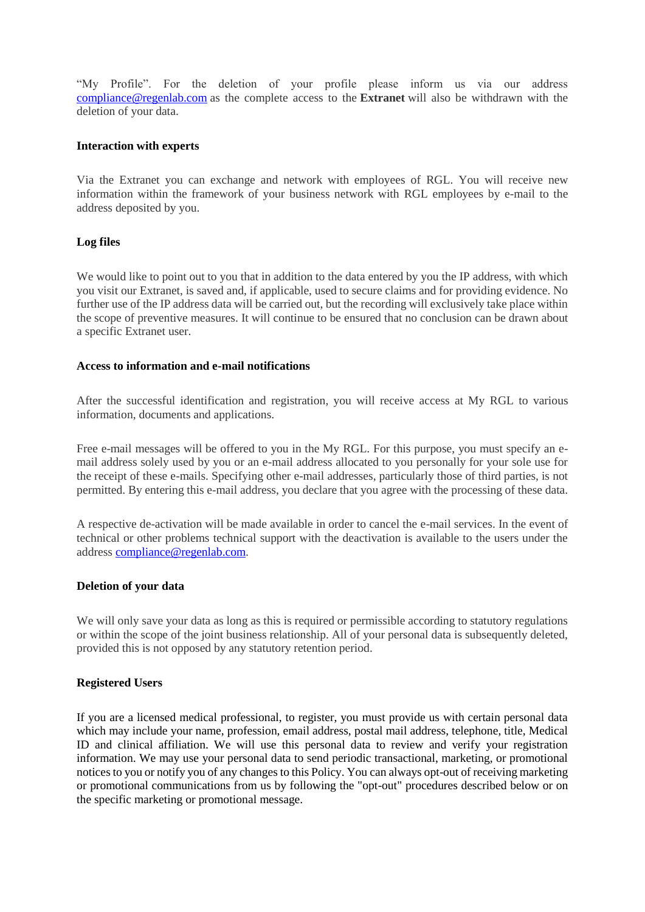"My Profile". For the deletion of your profile please inform us via our address compliance@regenlab.com as the complete access to the **Extranet** will also be withdrawn with the deletion of your data.

**Interaction with experts**

Via the Extranet you can exchange and network with employees of RGL. You will receive new information within the framework of your business network with RGL employees by e-mail to the address deposited by you.

**Log files**

We would like to point out to you that in addition to the data entered by you the IP address, with which you visit our Extranet, is saved and, if applicable, used to secure claims and for providing evidence. No further use of the IP address data will be carried out, but the recording will exclusively take place within the scope of preventive measures. It will continue to be ensured that no conclusion can be drawn about a specific Extranet user.

**Access to information and e-mail notifications**

After the successful identification and registration, you will receive access at My RGL to various information, documents and applications.

Free e-mail messages will be offered to you in the My RGL. For this purpose, you must specify an e-mail address solely used by you or an e-mail address allocated to you personally for your sole use for the receipt of these e-mails. Specifying other e-mail addresses, particularly those of third parties, is not permitted. By entering this e-mail address, you declare that you agree with the processing of these data.

A respective de-activation will be made available in order to cancel the e-mail services. In the event of technical or other problems technical support with the deactivation is available to the users under the address compliance@regenlab.com.

**Deletion of your data**

We will only save your data as long as this is required or permissible according to statutory regulations or within the scope of the joint business relationship. All of your personal data is subsequently deleted, provided this is not opposed by any statutory retention period.

**Registered Users**

If you are a licensed medical professional, to register, you must provide us with certain personal data which may include your name, profession, email address, postal mail address, telephone, title, Medical ID and clinical affiliation. We will use this personal data to review and verify your registration information. We may use your personal data to send periodic transactional, marketing, or promotional notices to you or notify you of any changes to this Policy. You can always opt-out of receiving marketing or promotional communications from us by following the "opt-out" procedures described below or on the specific marketing or promotional message.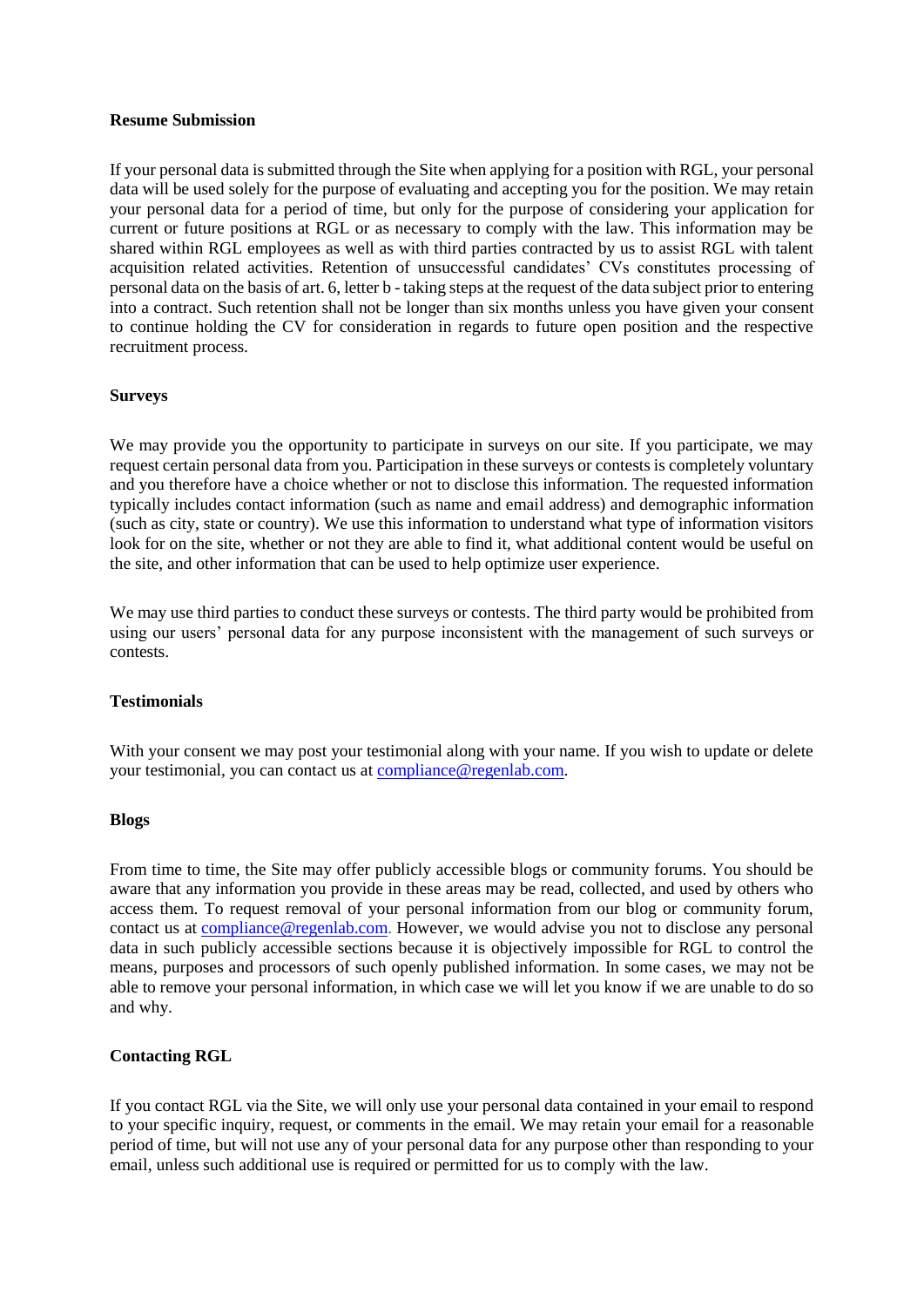**Resume Submission**

If your personal data is submitted through the Site when applying for a position with RGL, your personal data will be used solely for the purpose of evaluating and accepting you for the position. We may retain your personal data for a period of time, but only for the purpose of considering your application for current or future positions at RGL or as necessary to comply with the law. This information may be shared within RGL employees as well as with third parties contracted by us to assist RGL with talent acquisition related activities. Retention of unsuccessful candidates' CVs constitutes processing of personal data on the basis of art. 6, letter b - taking steps at the request of the data subject prior to entering into a contract. Such retention shall not be longer than six months unless you have given your consent to continue holding the CV for consideration in regards to future open position and the respective recruitment process.

**Surveys**

We may provide you the opportunity to participate in surveys on our site. If you participate, we may request certain personal data from you. Participation in these surveys or contests is completely voluntary and you therefore have a choice whether or not to disclose this information. The requested information typically includes contact information (such as name and email address) and demographic information (such as city, state or country). We use this information to understand what type of information visitors look for on the site, whether or not they are able to find it, what additional content would be useful on the site, and other information that can be used to help optimize user experience.

We may use third parties to conduct these surveys or contests. The third party would be prohibited from using our users' personal data for any purpose inconsistent with the management of such surveys or contests.

**Testimonials**

With your consent we may post your testimonial along with your name. If you wish to update or delete your testimonial, you can contact us at compliance@regenlab.com.

**Blogs**

From time to time, the Site may offer publicly accessible blogs or community forums. You should be aware that any information you provide in these areas may be read, collected, and used by others who access them. To request removal of your personal information from our blog or community forum, contact us at compliance@regenlab.com. However, we would advise you not to disclose any personal data in such publicly accessible sections because it is objectively impossible for RGL to control the means, purposes and processors of such openly published information. In some cases, we may not be able to remove your personal information, in which case we will let you know if we are unable to do so and why.

**Contacting RGL**

If you contact RGL via the Site, we will only use your personal data contained in your email to respond to your specific inquiry, request, or comments in the email. We may retain your email for a reasonable period of time, but will not use any of your personal data for any purpose other than responding to your email, unless such additional use is required or permitted for us to comply with the law.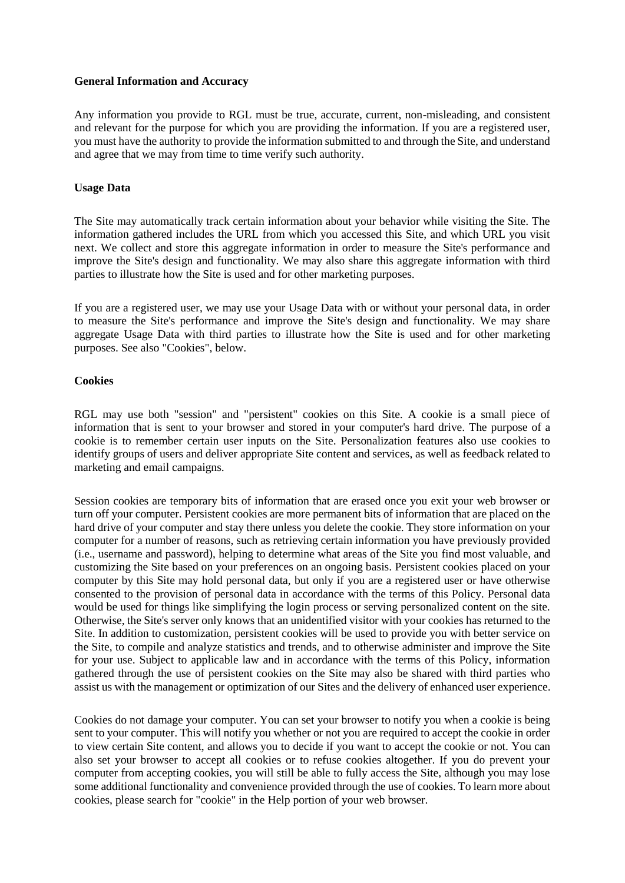**General Information and Accuracy**

Any information you provide to RGL must be true, accurate, current, non-misleading, and consistent and relevant for the purpose for which you are providing the information. If you are a registered user, you must have the authority to provide the information submitted to and through the Site, and understand and agree that we may from time to time verify such authority.

**Usage Data**

The Site may automatically track certain information about your behavior while visiting the Site. The information gathered includes the URL from which you accessed this Site, and which URL you visit next. We collect and store this aggregate information in order to measure the Site's performance and improve the Site's design and functionality. We may also share this aggregate information with third parties to illustrate how the Site is used and for other marketing purposes.

If you are a registered user, we may use your Usage Data with or without your personal data, in order to measure the Site's performance and improve the Site's design and functionality. We may share aggregate Usage Data with third parties to illustrate how the Site is used and for other marketing purposes. See also "Cookies", below.

**Cookies**

RGL may use both "session" and "persistent" cookies on this Site. A cookie is a small piece of information that is sent to your browser and stored in your computer's hard drive. The purpose of a cookie is to remember certain user inputs on the Site. Personalization features also use cookies to identify groups of users and deliver appropriate Site content and services, as well as feedback related to marketing and email campaigns.

Session cookies are temporary bits of information that are erased once you exit your web browser or turn off your computer. Persistent cookies are more permanent bits of information that are placed on the hard drive of your computer and stay there unless you delete the cookie. They store information on your computer for a number of reasons, such as retrieving certain information you have previously provided (i.e., username and password), helping to determine what areas of the Site you find most valuable, and customizing the Site based on your preferences on an ongoing basis. Persistent cookies placed on your computer by this Site may hold personal data, but only if you are a registered user or have otherwise consented to the provision of personal data in accordance with the terms of this Policy. Personal data would be used for things like simplifying the login process or serving personalized content on the site. Otherwise, the Site's server only knows that an unidentified visitor with your cookies has returned to the Site. In addition to customization, persistent cookies will be used to provide you with better service on the Site, to compile and analyze statistics and trends, and to otherwise administer and improve the Site for your use. Subject to applicable law and in accordance with the terms of this Policy, information gathered through the use of persistent cookies on the Site may also be shared with third parties who assist us with the management or optimization of our Sites and the delivery of enhanced user experience.

Cookies do not damage your computer. You can set your browser to notify you when a cookie is being sent to your computer. This will notify you whether or not you are required to accept the cookie in order to view certain Site content, and allows you to decide if you want to accept the cookie or not. You can also set your browser to accept all cookies or to refuse cookies altogether. If you do prevent your computer from accepting cookies, you will still be able to fully access the Site, although you may lose some additional functionality and convenience provided through the use of cookies. To learn more about cookies, please search for "cookie" in the Help portion of your web browser.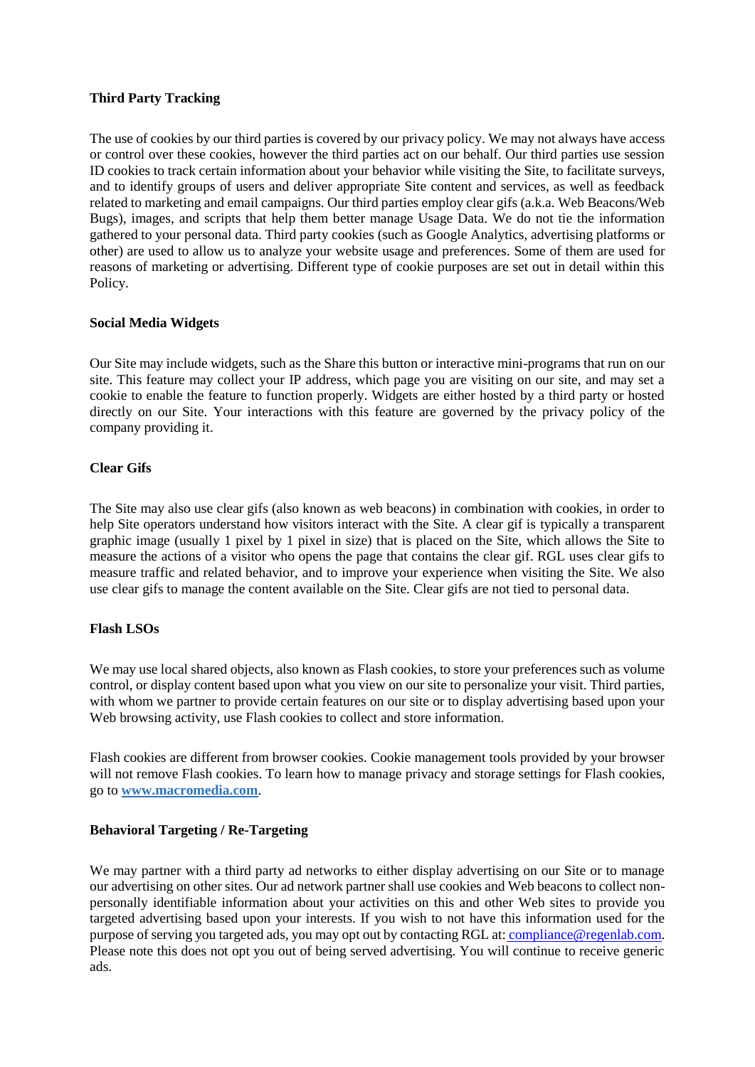**Third Party Tracking**

The use of cookies by our third parties is covered by our privacy policy. We may not always have access or control over these cookies, however the third parties act on our behalf. Our third parties use session ID cookies to track certain information about your behavior while visiting the Site, to facilitate surveys, and to identify groups of users and deliver appropriate Site content and services, as well as feedback related to marketing and email campaigns. Our third parties employ clear gifs (a.k.a. Web Beacons/Web Bugs), images, and scripts that help them better manage Usage Data. We do not tie the information gathered to your personal data. Third party cookies (such as Google Analytics, advertising platforms or other) are used to allow us to analyze your website usage and preferences. Some of them are used for reasons of marketing or advertising. Different type of cookie purposes are set out in detail within this Policy.

**Social Media Widgets**

Our Site may include widgets, such as the Share this button or interactive mini-programs that run on our site. This feature may collect your IP address, which page you are visiting on our site, and may set a cookie to enable the feature to function properly. Widgets are either hosted by a third party or hosted directly on our Site. Your interactions with this feature are governed by the privacy policy of the company providing it.

**Clear Gifs**

The Site may also use clear gifs (also known as web beacons) in combination with cookies, in order to help Site operators understand how visitors interact with the Site. A clear gif is typically a transparent graphic image (usually 1 pixel by 1 pixel in size) that is placed on the Site, which allows the Site to measure the actions of a visitor who opens the page that contains the clear gif. RGL uses clear gifs to measure traffic and related behavior, and to improve your experience when visiting the Site. We also use clear gifs to manage the content available on the Site. Clear gifs are not tied to personal data.

**Flash LSOs**

We may use local shared objects, also known as Flash cookies, to store your preferences such as volume control, or display content based upon what you view on our site to personalize your visit. Third parties, with whom we partner to provide certain features on our site or to display advertising based upon your Web browsing activity, use Flash cookies to collect and store information.

Flash cookies are different from browser cookies. Cookie management tools provided by your browser will not remove Flash cookies. To learn how to manage privacy and storage settings for Flash cookies, go to **www.macromedia.com**.

**Behavioral Targeting / Re-Targeting**

We may partner with a third party ad networks to either display advertising on our Site or to manage our advertising on other sites. Our ad network partner shall use cookies and Web beacons to collect non-personally identifiable information about your activities on this and other Web sites to provide you targeted advertising based upon your interests. If you wish to not have this information used for the purpose of serving you targeted ads, you may opt out by contacting RGL at: compliance@regenlab.com. Please note this does not opt you out of being served advertising. You will continue to receive generic ads.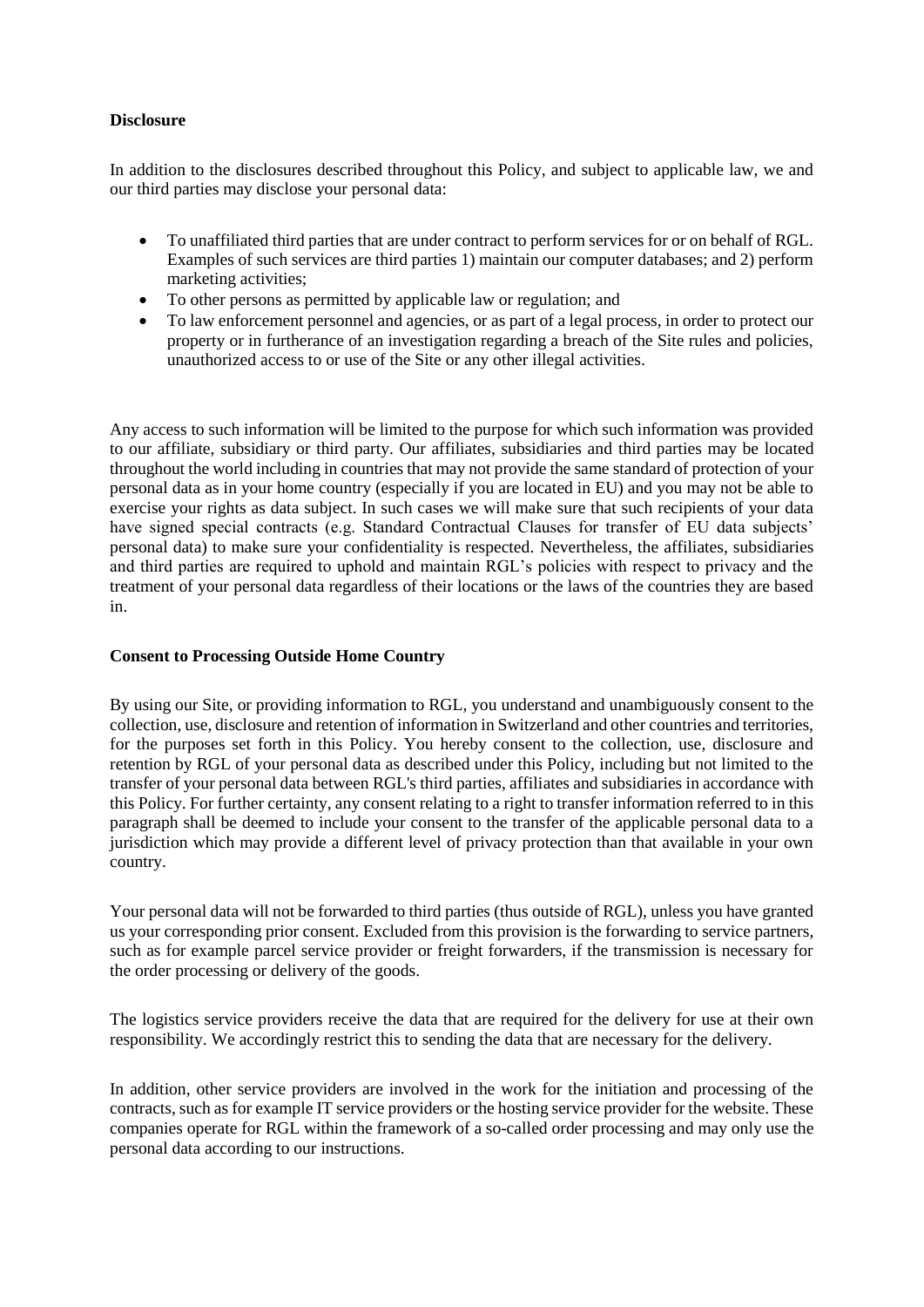**Disclosure**

In addition to the disclosures described throughout this Policy, and subject to applicable law, we and our third parties may disclose your personal data:

- To unaffiliated third parties that are under contract to perform services for or on behalf of RGL. Examples of such services are third parties 1) maintain our computer databases; and 2) perform marketing activities;
- To other persons as permitted by applicable law or regulation; and
- To law enforcement personnel and agencies, or as part of a legal process, in order to protect our property or in furtherance of an investigation regarding a breach of the Site rules and policies, unauthorized access to or use of the Site or any other illegal activities.

Any access to such information will be limited to the purpose for which such information was provided to our affiliate, subsidiary or third party. Our affiliates, subsidiaries and third parties may be located throughout the world including in countries that may not provide the same standard of protection of your personal data as in your home country (especially if you are located in EU) and you may not be able to exercise your rights as data subject. In such cases we will make sure that such recipients of your data have signed special contracts (e.g. Standard Contractual Clauses for transfer of EU data subjects' personal data) to make sure your confidentiality is respected. Nevertheless, the affiliates, subsidiaries and third parties are required to uphold and maintain RGL's policies with respect to privacy and the treatment of your personal data regardless of their locations or the laws of the countries they are based in.

**Consent to Processing Outside Home Country**

By using our Site, or providing information to RGL, you understand and unambiguously consent to the collection, use, disclosure and retention of information in Switzerland and other countries and territories, for the purposes set forth in this Policy. You hereby consent to the collection, use, disclosure and retention by RGL of your personal data as described under this Policy, including but not limited to the transfer of your personal data between RGL's third parties, affiliates and subsidiaries in accordance with this Policy. For further certainty, any consent relating to a right to transfer information referred to in this paragraph shall be deemed to include your consent to the transfer of the applicable personal data to a jurisdiction which may provide a different level of privacy protection than that available in your own country.

Your personal data will not be forwarded to third parties (thus outside of RGL), unless you have granted us your corresponding prior consent. Excluded from this provision is the forwarding to service partners, such as for example parcel service provider or freight forwarders, if the transmission is necessary for the order processing or delivery of the goods.

The logistics service providers receive the data that are required for the delivery for use at their own responsibility. We accordingly restrict this to sending the data that are necessary for the delivery.

In addition, other service providers are involved in the work for the initiation and processing of the contracts, such as for example IT service providers or the hosting service provider for the website. These companies operate for RGL within the framework of a so-called order processing and may only use the personal data according to our instructions.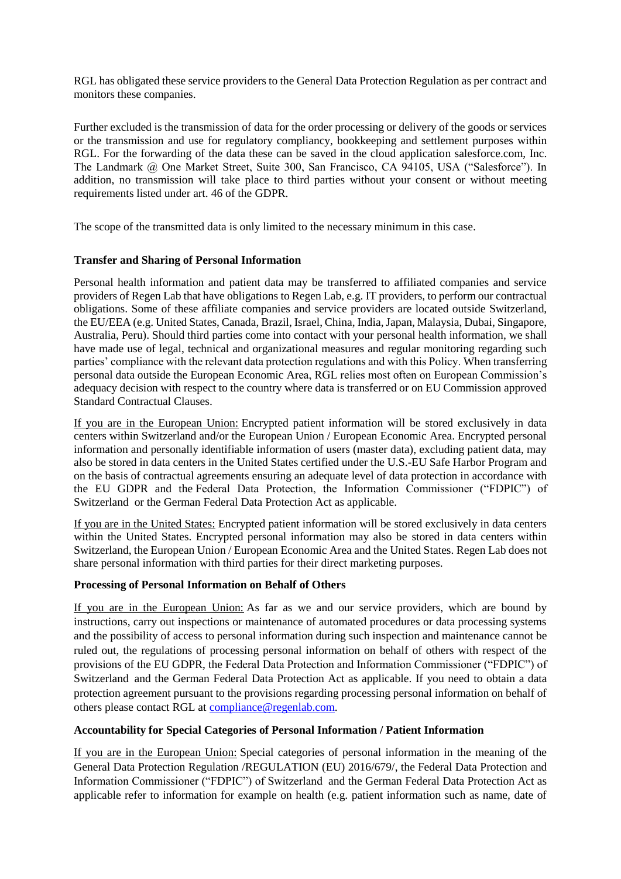RGL has obligated these service providers to the General Data Protection Regulation as per contract and monitors these companies.

Further excluded is the transmission of data for the order processing or delivery of the goods or services or the transmission and use for regulatory compliancy, bookkeeping and settlement purposes within RGL. For the forwarding of the data these can be saved in the cloud application salesforce.com, Inc. The Landmark @ One Market Street, Suite 300, San Francisco, CA 94105, USA ("Salesforce"). In addition, no transmission will take place to third parties without your consent or without meeting requirements listed under art. 46 of the GDPR.

The scope of the transmitted data is only limited to the necessary minimum in this case.

**Transfer and Sharing of Personal Information**

Personal health information and patient data may be transferred to affiliated companies and service providers of Regen Lab that have obligations to Regen Lab, e.g. IT providers, to perform our contractual obligations. Some of these affiliate companies and service providers are located outside Switzerland, the EU/EEA (e.g. United States, Canada, Brazil, Israel, China, India, Japan, Malaysia, Dubai, Singapore, Australia, Peru). Should third parties come into contact with your personal health information, we shall have made use of legal, technical and organizational measures and regular monitoring regarding such parties' compliance with the relevant data protection regulations and with this Policy. When transferring personal data outside the European Economic Area, RGL relies most often on European Commission's adequacy decision with respect to the country where data is transferred or on EU Commission approved Standard Contractual Clauses.

<u>If you are in the European Union:</u> Encrypted patient information will be stored exclusively in data centers within Switzerland and/or the European Union / European Economic Area. Encrypted personal information and personally identifiable information of users (master data), excluding patient data, may also be stored in data centers in the United States certified under the U.S.-EU Safe Harbor Program and on the basis of contractual agreements ensuring an adequate level of data protection in accordance with the EU GDPR and the Federal Data Protection, the Information Commissioner ("FDPIC") of Switzerland or the German Federal Data Protection Act as applicable.

<u>If you are in the United States:</u> Encrypted patient information will be stored exclusively in data centers within the United States. Encrypted personal information may also be stored in data centers within Switzerland, the European Union / European Economic Area and the United States. Regen Lab does not share personal information with third parties for their direct marketing purposes.

**Processing of Personal Information on Behalf of Others**

<u>If you are in the European Union:</u> As far as we and our service providers, which are bound by instructions, carry out inspections or maintenance of automated procedures or data processing systems and the possibility of access to personal information during such inspection and maintenance cannot be ruled out, the regulations of processing personal information on behalf of others with respect of the provisions of the EU GDPR, the Federal Data Protection and Information Commissioner ("FDPIC") of Switzerland and the German Federal Data Protection Act as applicable. If you need to obtain a data protection agreement pursuant to the provisions regarding processing personal information on behalf of others please contact RGL at compliance@regenlab.com.

**Accountability for Special Categories of Personal Information / Patient Information**

<u>If you are in the European Union:</u> Special categories of personal information in the meaning of the General Data Protection Regulation /REGULATION (EU) 2016/679/, the Federal Data Protection and Information Commissioner ("FDPIC") of Switzerland and the German Federal Data Protection Act as applicable refer to information for example on health (e.g. patient information such as name, date of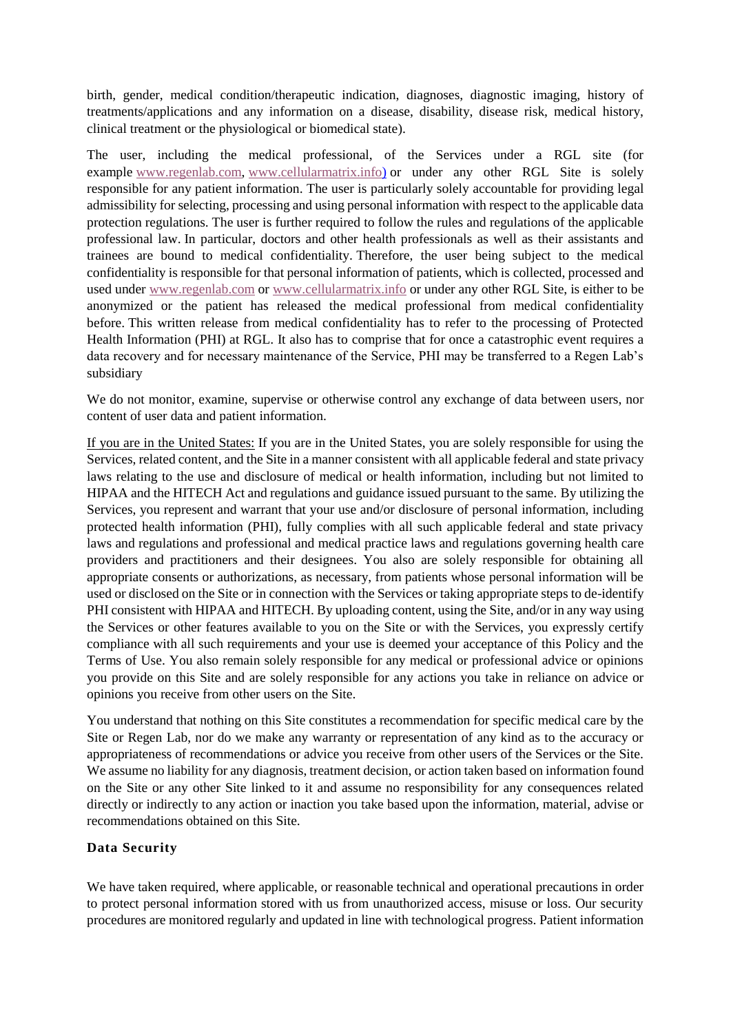birth, gender, medical condition/therapeutic indication, diagnoses, diagnostic imaging, history of treatments/applications and any information on a disease, disability, disease risk, medical history, clinical treatment or the physiological or biomedical state).

The user, including the medical professional, of the Services under a RGL site (for example www.regenlab.com, www.cellularmatrix.info) or under any other RGL Site is solely responsible for any patient information. The user is particularly solely accountable for providing legal admissibility for selecting, processing and using personal information with respect to the applicable data protection regulations. The user is further required to follow the rules and regulations of the applicable professional law. In particular, doctors and other health professionals as well as their assistants and trainees are bound to medical confidentiality. Therefore, the user being subject to the medical confidentiality is responsible for that personal information of patients, which is collected, processed and used under www.regenlab.com or www.cellularmatrix.info or under any other RGL Site, is either to be anonymized or the patient has released the medical professional from medical confidentiality before. This written release from medical confidentiality has to refer to the processing of Protected Health Information (PHI) at RGL. It also has to comprise that for once a catastrophic event requires a data recovery and for necessary maintenance of the Service, PHI may be transferred to a Regen Lab's subsidiary

We do not monitor, examine, supervise or otherwise control any exchange of data between users, nor content of user data and patient information.

If you are in the United States: If you are in the United States, you are solely responsible for using the Services, related content, and the Site in a manner consistent with all applicable federal and state privacy laws relating to the use and disclosure of medical or health information, including but not limited to HIPAA and the HITECH Act and regulations and guidance issued pursuant to the same. By utilizing the Services, you represent and warrant that your use and/or disclosure of personal information, including protected health information (PHI), fully complies with all such applicable federal and state privacy laws and regulations and professional and medical practice laws and regulations governing health care providers and practitioners and their designees. You also are solely responsible for obtaining all appropriate consents or authorizations, as necessary, from patients whose personal information will be used or disclosed on the Site or in connection with the Services or taking appropriate steps to de-identify PHI consistent with HIPAA and HITECH. By uploading content, using the Site, and/or in any way using the Services or other features available to you on the Site or with the Services, you expressly certify compliance with all such requirements and your use is deemed your acceptance of this Policy and the Terms of Use. You also remain solely responsible for any medical or professional advice or opinions you provide on this Site and are solely responsible for any actions you take in reliance on advice or opinions you receive from other users on the Site.

You understand that nothing on this Site constitutes a recommendation for specific medical care by the Site or Regen Lab, nor do we make any warranty or representation of any kind as to the accuracy or appropriateness of recommendations or advice you receive from other users of the Services or the Site. We assume no liability for any diagnosis, treatment decision, or action taken based on information found on the Site or any other Site linked to it and assume no responsibility for any consequences related directly or indirectly to any action or inaction you take based upon the information, material, advise or recommendations obtained on this Site.

**Data Security**

We have taken required, where applicable, or reasonable technical and operational precautions in order to protect personal information stored with us from unauthorized access, misuse or loss. Our security procedures are monitored regularly and updated in line with technological progress. Patient information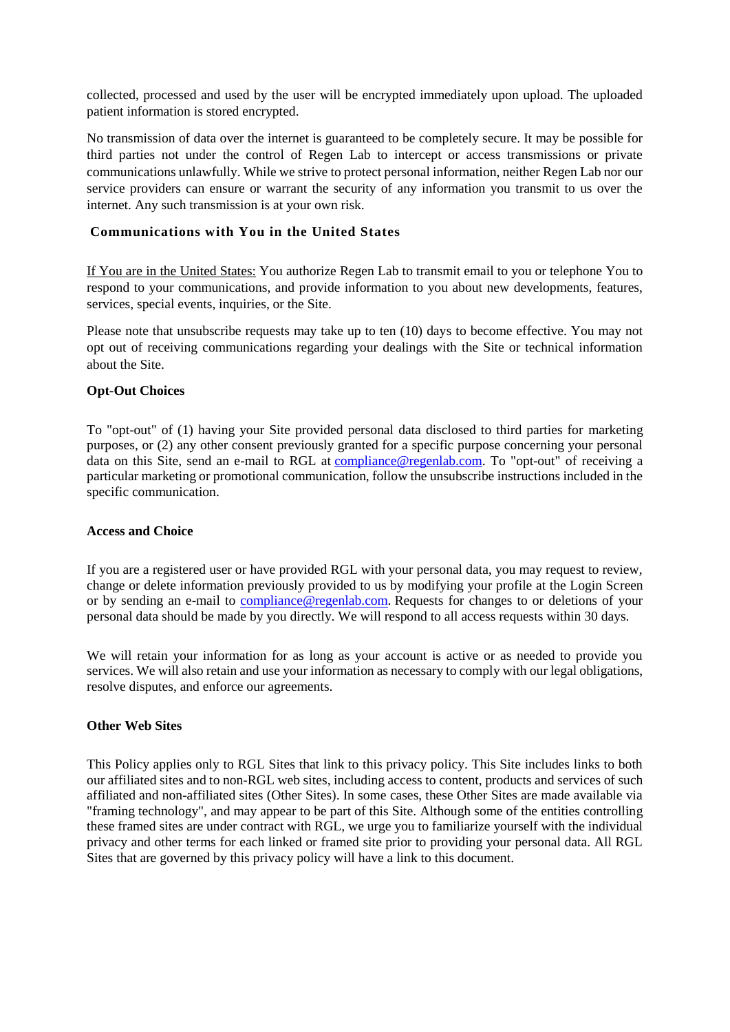collected, processed and used by the user will be encrypted immediately upon upload. The uploaded patient information is stored encrypted.

No transmission of data over the internet is guaranteed to be completely secure. It may be possible for third parties not under the control of Regen Lab to intercept or access transmissions or private communications unlawfully. While we strive to protect personal information, neither Regen Lab nor our service providers can ensure or warrant the security of any information you transmit to us over the internet. Any such transmission is at your own risk.

**Communications with You in the United States**

<u>If You are in the United States:</u> You authorize Regen Lab to transmit email to you or telephone You to respond to your communications, and provide information to you about new developments, features, services, special events, inquiries, or the Site.

Please note that unsubscribe requests may take up to ten (10) days to become effective. You may not opt out of receiving communications regarding your dealings with the Site or technical information about the Site.

**Opt-Out Choices**

To "opt-out" of (1) having your Site provided personal data disclosed to third parties for marketing purposes, or (2) any other consent previously granted for a specific purpose concerning your personal data on this Site, send an e-mail to RGL at compliance@regenlab.com. To "opt-out" of receiving a particular marketing or promotional communication, follow the unsubscribe instructions included in the specific communication.

**Access and Choice**

If you are a registered user or have provided RGL with your personal data, you may request to review, change or delete information previously provided to us by modifying your profile at the Login Screen or by sending an e-mail to compliance@regenlab.com. Requests for changes to or deletions of your personal data should be made by you directly. We will respond to all access requests within 30 days.

We will retain your information for as long as your account is active or as needed to provide you services. We will also retain and use your information as necessary to comply with our legal obligations, resolve disputes, and enforce our agreements.

**Other Web Sites**

This Policy applies only to RGL Sites that link to this privacy policy. This Site includes links to both our affiliated sites and to non-RGL web sites, including access to content, products and services of such affiliated and non-affiliated sites (Other Sites). In some cases, these Other Sites are made available via "framing technology", and may appear to be part of this Site. Although some of the entities controlling these framed sites are under contract with RGL, we urge you to familiarize yourself with the individual privacy and other terms for each linked or framed site prior to providing your personal data. All RGL Sites that are governed by this privacy policy will have a link to this document.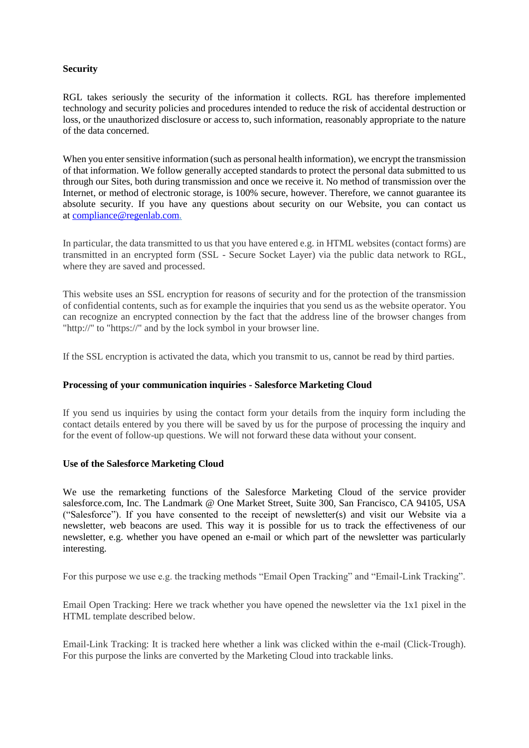**Security**

RGL takes seriously the security of the information it collects. RGL has therefore implemented technology and security policies and procedures intended to reduce the risk of accidental destruction or loss, or the unauthorized disclosure or access to, such information, reasonably appropriate to the nature of the data concerned.

When you enter sensitive information (such as personal health information), we encrypt the transmission of that information. We follow generally accepted standards to protect the personal data submitted to us through our Sites, both during transmission and once we receive it. No method of transmission over the Internet, or method of electronic storage, is 100% secure, however. Therefore, we cannot guarantee its absolute security. If you have any questions about security on our Website, you can contact us at compliance@regenlab.com.

In particular, the data transmitted to us that you have entered e.g. in HTML websites (contact forms) are transmitted in an encrypted form (SSL - Secure Socket Layer) via the public data network to RGL, where they are saved and processed.

This website uses an SSL encryption for reasons of security and for the protection of the transmission of confidential contents, such as for example the inquiries that you send us as the website operator. You can recognize an encrypted connection by the fact that the address line of the browser changes from "http://" to "https://" and by the lock symbol in your browser line.

If the SSL encryption is activated the data, which you transmit to us, cannot be read by third parties.

**Processing of your communication inquiries - Salesforce Marketing Cloud**

If you send us inquiries by using the contact form your details from the inquiry form including the contact details entered by you there will be saved by us for the purpose of processing the inquiry and for the event of follow-up questions. We will not forward these data without your consent.

**Use of the Salesforce Marketing Cloud**

We use the remarketing functions of the Salesforce Marketing Cloud of the service provider salesforce.com, Inc. The Landmark @ One Market Street, Suite 300, San Francisco, CA 94105, USA ("Salesforce"). If you have consented to the receipt of newsletter(s) and visit our Website via a newsletter, web beacons are used. This way it is possible for us to track the effectiveness of our newsletter, e.g. whether you have opened an e-mail or which part of the newsletter was particularly interesting.

For this purpose we use e.g. the tracking methods "Email Open Tracking" and "Email-Link Tracking".

Email Open Tracking: Here we track whether you have opened the newsletter via the 1x1 pixel in the HTML template described below.

Email-Link Tracking: It is tracked here whether a link was clicked within the e-mail (Click-Trough). For this purpose the links are converted by the Marketing Cloud into trackable links.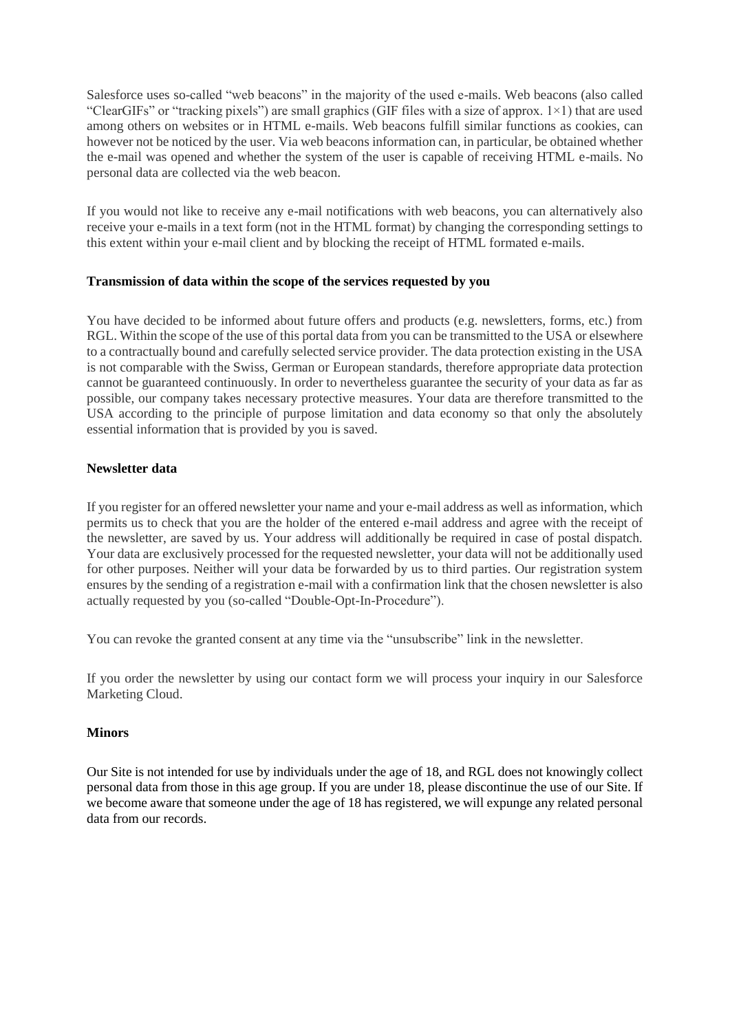Salesforce uses so-called “web beacons” in the majority of the used e-mails. Web beacons (also called “ClearGIFs” or “tracking pixels”) are small graphics (GIF files with a size of approx. 1×1) that are used among others on websites or in HTML e-mails. Web beacons fulfill similar functions as cookies, can however not be noticed by the user. Via web beacons information can, in particular, be obtained whether the e-mail was opened and whether the system of the user is capable of receiving HTML e-mails. No personal data are collected via the web beacon.

If you would not like to receive any e-mail notifications with web beacons, you can alternatively also receive your e-mails in a text form (not in the HTML format) by changing the corresponding settings to this extent within your e-mail client and by blocking the receipt of HTML formated e-mails.

**Transmission of data within the scope of the services requested by you**

You have decided to be informed about future offers and products (e.g. newsletters, forms, etc.) from RGL. Within the scope of the use of this portal data from you can be transmitted to the USA or elsewhere to a contractually bound and carefully selected service provider. The data protection existing in the USA is not comparable with the Swiss, German or European standards, therefore appropriate data protection cannot be guaranteed continuously. In order to nevertheless guarantee the security of your data as far as possible, our company takes necessary protective measures. Your data are therefore transmitted to the USA according to the principle of purpose limitation and data economy so that only the absolutely essential information that is provided by you is saved.

**Newsletter data**

If you register for an offered newsletter your name and your e-mail address as well as information, which permits us to check that you are the holder of the entered e-mail address and agree with the receipt of the newsletter, are saved by us. Your address will additionally be required in case of postal dispatch. Your data are exclusively processed for the requested newsletter, your data will not be additionally used for other purposes. Neither will your data be forwarded by us to third parties. Our registration system ensures by the sending of a registration e-mail with a confirmation link that the chosen newsletter is also actually requested by you (so-called “Double-Opt-In-Procedure”).

You can revoke the granted consent at any time via the “unsubscribe” link in the newsletter.

If you order the newsletter by using our contact form we will process your inquiry in our Salesforce Marketing Cloud.

**Minors**

Our Site is not intended for use by individuals under the age of 18, and RGL does not knowingly collect personal data from those in this age group. If you are under 18, please discontinue the use of our Site. If we become aware that someone under the age of 18 has registered, we will expunge any related personal data from our records.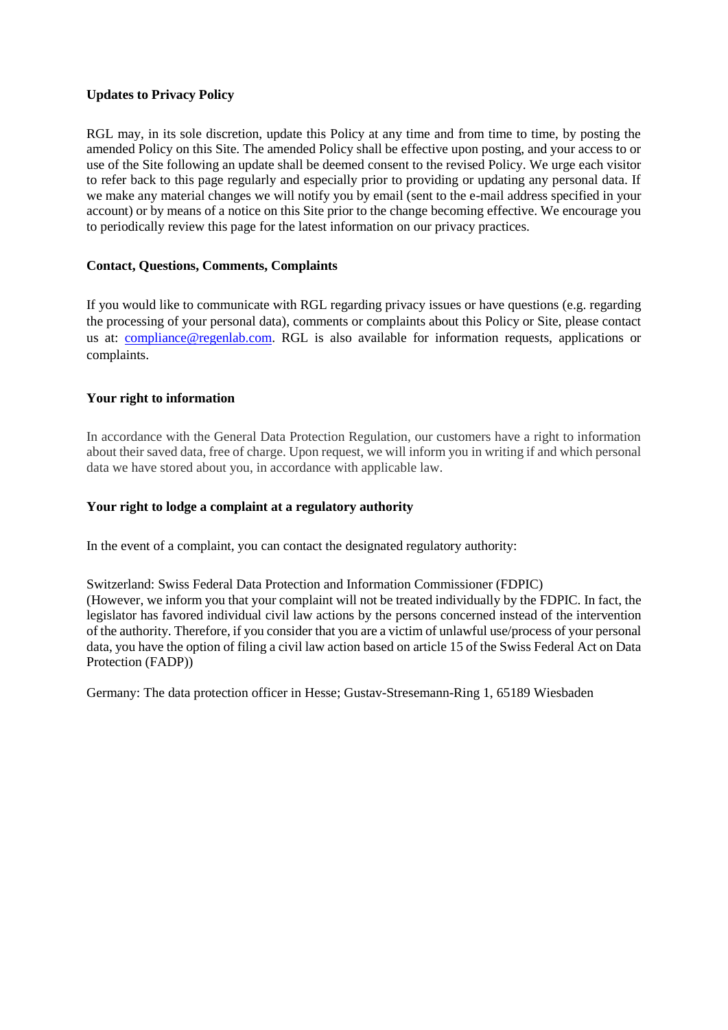**Updates to Privacy Policy**

RGL may, in its sole discretion, update this Policy at any time and from time to time, by posting the amended Policy on this Site. The amended Policy shall be effective upon posting, and your access to or use of the Site following an update shall be deemed consent to the revised Policy. We urge each visitor to refer back to this page regularly and especially prior to providing or updating any personal data. If we make any material changes we will notify you by email (sent to the e-mail address specified in your account) or by means of a notice on this Site prior to the change becoming effective. We encourage you to periodically review this page for the latest information on our privacy practices.

**Contact, Questions, Comments, Complaints**

If you would like to communicate with RGL regarding privacy issues or have questions (e.g. regarding the processing of your personal data), comments or complaints about this Policy or Site, please contact us at: compliance@regenlab.com. RGL is also available for information requests, applications or complaints.

**Your right to information**

In accordance with the General Data Protection Regulation, our customers have a right to information about their saved data, free of charge. Upon request, we will inform you in writing if and which personal data we have stored about you, in accordance with applicable law.

**Your right to lodge a complaint at a regulatory authority**

In the event of a complaint, you can contact the designated regulatory authority:

Switzerland: Swiss Federal Data Protection and Information Commissioner (FDPIC)
(However, we inform you that your complaint will not be treated individually by the FDPIC. In fact, the legislator has favored individual civil law actions by the persons concerned instead of the intervention of the authority. Therefore, if you consider that you are a victim of unlawful use/process of your personal data, you have the option of filing a civil law action based on article 15 of the Swiss Federal Act on Data Protection (FADP))

Germany: The data protection officer in Hesse; Gustav-Stresemann-Ring 1, 65189 Wiesbaden